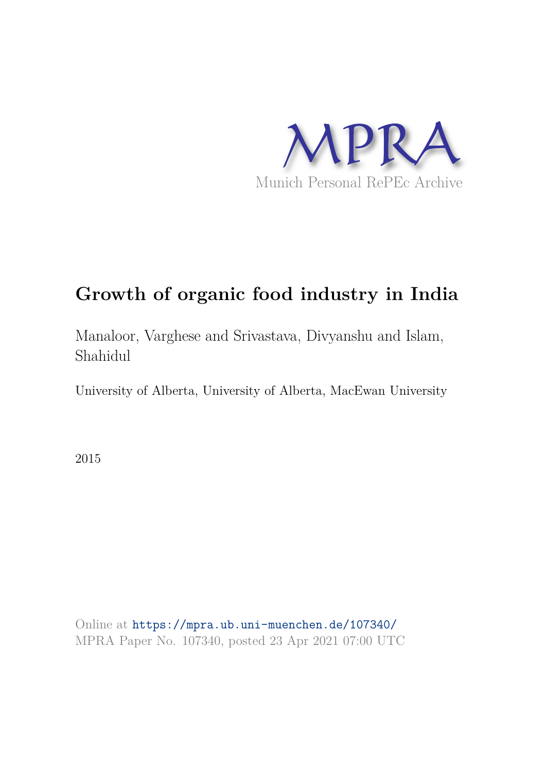MPRA

Munich Personal RePEc Archive

# Growth of organic food industry in India

Manaloor, Varghese and Srivastava, Divyanshu and Islam, Shahidul

University of Alberta, University of Alberta, MacEwan University

2015

Online at https://mpra.ub.uni-muenchen.de/107340/
MPRA Paper No. 107340, posted 23 Apr 2021 07:00 UTC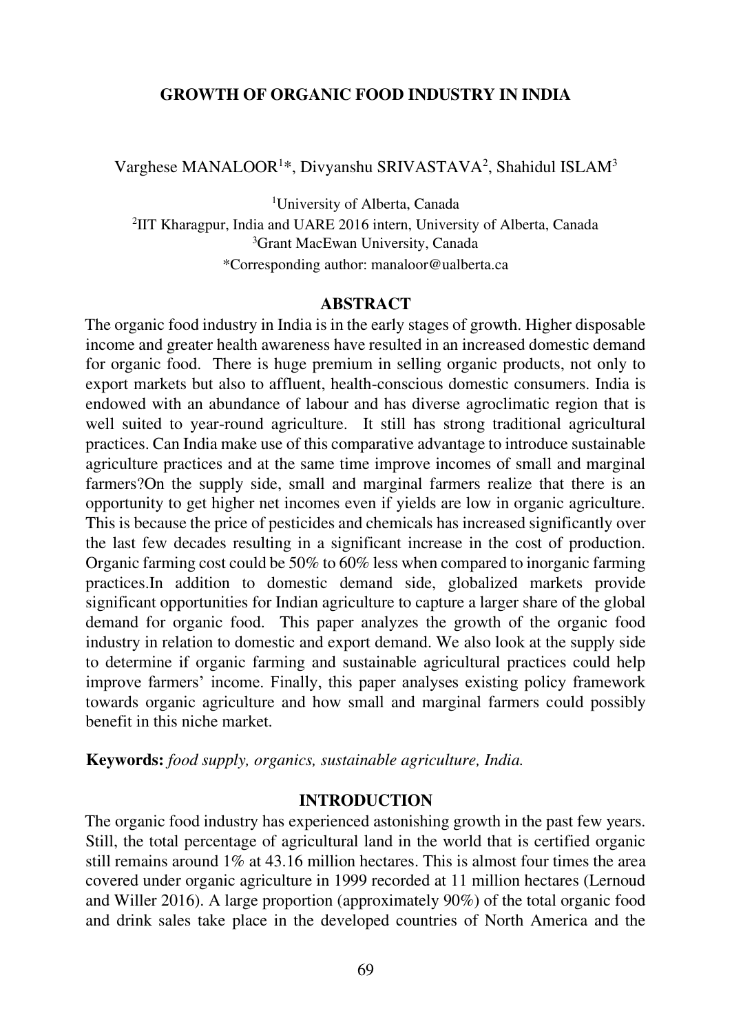# GROWTH OF ORGANIC FOOD INDUSTRY IN INDIA

Varghese MANALOOR[1]*, Divyanshu SRIVASTAVA[2], Shahidul ISLAM[3]

[1]University of Alberta, Canada
[2]IIT Kharagpur, India and UARE 2016 intern, University of Alberta, Canada
[3]Grant MacEwan University, Canada
*Corresponding author: manaloor@ualberta.ca

## ABSTRACT

The organic food industry in India is in the early stages of growth. Higher disposable income and greater health awareness have resulted in an increased domestic demand for organic food. There is huge premium in selling organic products, not only to export markets but also to affluent, health-conscious domestic consumers. India is endowed with an abundance of labour and has diverse agroclimatic region that is well suited to year-round agriculture. It still has strong traditional agricultural practices. Can India make use of this comparative advantage to introduce sustainable agriculture practices and at the same time improve incomes of small and marginal farmers?On the supply side, small and marginal farmers realize that there is an opportunity to get higher net incomes even if yields are low in organic agriculture. This is because the price of pesticides and chemicals has increased significantly over the last few decades resulting in a significant increase in the cost of production. Organic farming cost could be 50% to 60% less when compared to inorganic farming practices.In addition to domestic demand side, globalized markets provide significant opportunities for Indian agriculture to capture a larger share of the global demand for organic food. This paper analyzes the growth of the organic food industry in relation to domestic and export demand. We also look at the supply side to determine if organic farming and sustainable agricultural practices could help improve farmers' income. Finally, this paper analyses existing policy framework towards organic agriculture and how small and marginal farmers could possibly benefit in this niche market.

**Keywords:** *food supply, organics, sustainable agriculture, India.*

## INTRODUCTION

The organic food industry has experienced astonishing growth in the past few years. Still, the total percentage of agricultural land in the world that is certified organic still remains around 1% at 43.16 million hectares. This is almost four times the area covered under organic agriculture in 1999 recorded at 11 million hectares (Lernoud and Willer 2016). A large proportion (approximately 90%) of the total organic food and drink sales take place in the developed countries of North America and the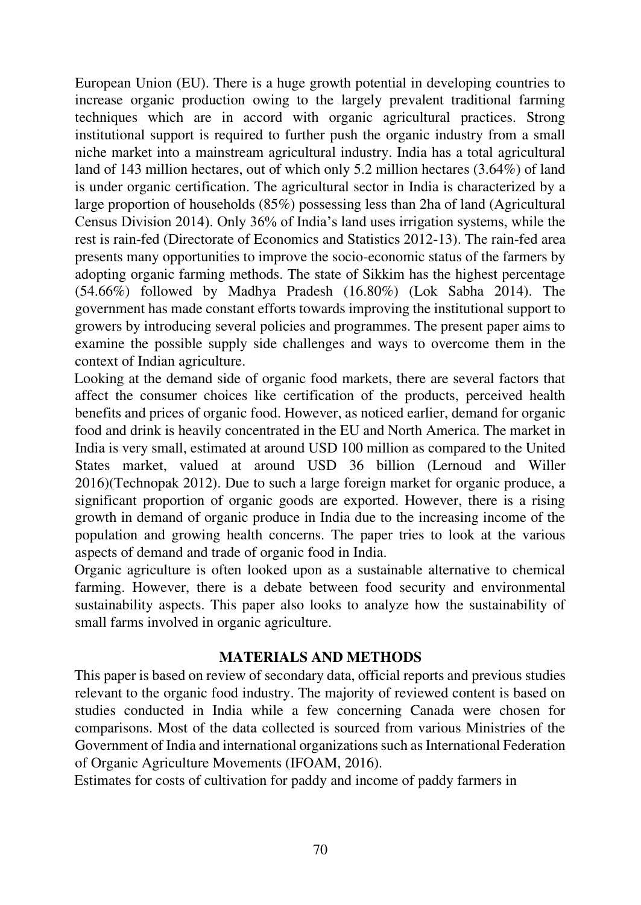European Union (EU). There is a huge growth potential in developing countries to increase organic production owing to the largely prevalent traditional farming techniques which are in accord with organic agricultural practices. Strong institutional support is required to further push the organic industry from a small niche market into a mainstream agricultural industry. India has a total agricultural land of 143 million hectares, out of which only 5.2 million hectares (3.64%) of land is under organic certification. The agricultural sector in India is characterized by a large proportion of households (85%) possessing less than 2ha of land (Agricultural Census Division 2014). Only 36% of India's land uses irrigation systems, while the rest is rain-fed (Directorate of Economics and Statistics 2012-13). The rain-fed area presents many opportunities to improve the socio-economic status of the farmers by adopting organic farming methods. The state of Sikkim has the highest percentage (54.66%) followed by Madhya Pradesh (16.80%) (Lok Sabha 2014). The government has made constant efforts towards improving the institutional support to growers by introducing several policies and programmes. The present paper aims to examine the possible supply side challenges and ways to overcome them in the context of Indian agriculture.

Looking at the demand side of organic food markets, there are several factors that affect the consumer choices like certification of the products, perceived health benefits and prices of organic food. However, as noticed earlier, demand for organic food and drink is heavily concentrated in the EU and North America. The market in India is very small, estimated at around USD 100 million as compared to the United States market, valued at around USD 36 billion (Lernoud and Willer 2016)(Technopak 2012). Due to such a large foreign market for organic produce, a significant proportion of organic goods are exported. However, there is a rising growth in demand of organic produce in India due to the increasing income of the population and growing health concerns. The paper tries to look at the various aspects of demand and trade of organic food in India.

Organic agriculture is often looked upon as a sustainable alternative to chemical farming. However, there is a debate between food security and environmental sustainability aspects. This paper also looks to analyze how the sustainability of small farms involved in organic agriculture.

## MATERIALS AND METHODS

This paper is based on review of secondary data, official reports and previous studies relevant to the organic food industry. The majority of reviewed content is based on studies conducted in India while a few concerning Canada were chosen for comparisons. Most of the data collected is sourced from various Ministries of the Government of India and international organizations such as International Federation of Organic Agriculture Movements (IFOAM, 2016).

Estimates for costs of cultivation for paddy and income of paddy farmers in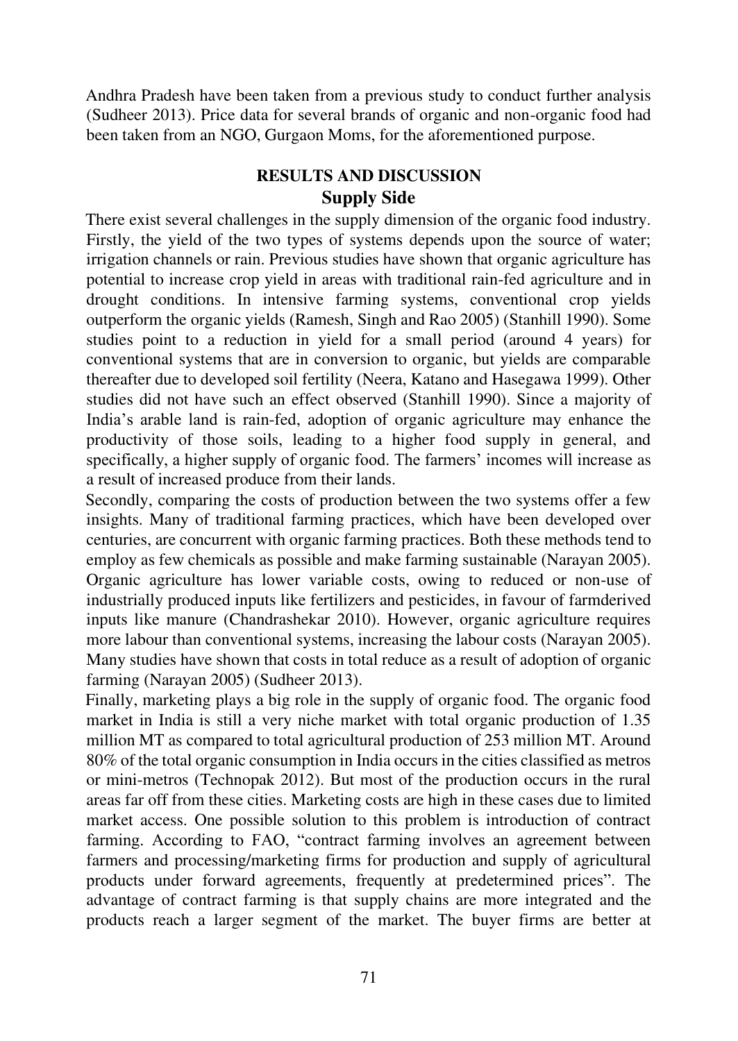Andhra Pradesh have been taken from a previous study to conduct further analysis (Sudheer 2013). Price data for several brands of organic and non-organic food had been taken from an NGO, Gurgaon Moms, for the aforementioned purpose.

## RESULTS AND DISCUSSION

### Supply Side

There exist several challenges in the supply dimension of the organic food industry. Firstly, the yield of the two types of systems depends upon the source of water; irrigation channels or rain. Previous studies have shown that organic agriculture has potential to increase crop yield in areas with traditional rain-fed agriculture and in drought conditions. In intensive farming systems, conventional crop yields outperform the organic yields (Ramesh, Singh and Rao 2005) (Stanhill 1990). Some studies point to a reduction in yield for a small period (around 4 years) for conventional systems that are in conversion to organic, but yields are comparable thereafter due to developed soil fertility (Neera, Katano and Hasegawa 1999). Other studies did not have such an effect observed (Stanhill 1990). Since a majority of India's arable land is rain-fed, adoption of organic agriculture may enhance the productivity of those soils, leading to a higher food supply in general, and specifically, a higher supply of organic food. The farmers' incomes will increase as a result of increased produce from their lands.

Secondly, comparing the costs of production between the two systems offer a few insights. Many of traditional farming practices, which have been developed over centuries, are concurrent with organic farming practices. Both these methods tend to employ as few chemicals as possible and make farming sustainable (Narayan 2005). Organic agriculture has lower variable costs, owing to reduced or non-use of industrially produced inputs like fertilizers and pesticides, in favour of farmderived inputs like manure (Chandrashekar 2010). However, organic agriculture requires more labour than conventional systems, increasing the labour costs (Narayan 2005). Many studies have shown that costs in total reduce as a result of adoption of organic farming (Narayan 2005) (Sudheer 2013).

Finally, marketing plays a big role in the supply of organic food. The organic food market in India is still a very niche market with total organic production of 1.35 million MT as compared to total agricultural production of 253 million MT. Around 80% of the total organic consumption in India occurs in the cities classified as metros or mini-metros (Technopak 2012). But most of the production occurs in the rural areas far off from these cities. Marketing costs are high in these cases due to limited market access. One possible solution to this problem is introduction of contract farming. According to FAO, "contract farming involves an agreement between farmers and processing/marketing firms for production and supply of agricultural products under forward agreements, frequently at predetermined prices". The advantage of contract farming is that supply chains are more integrated and the products reach a larger segment of the market. The buyer firms are better at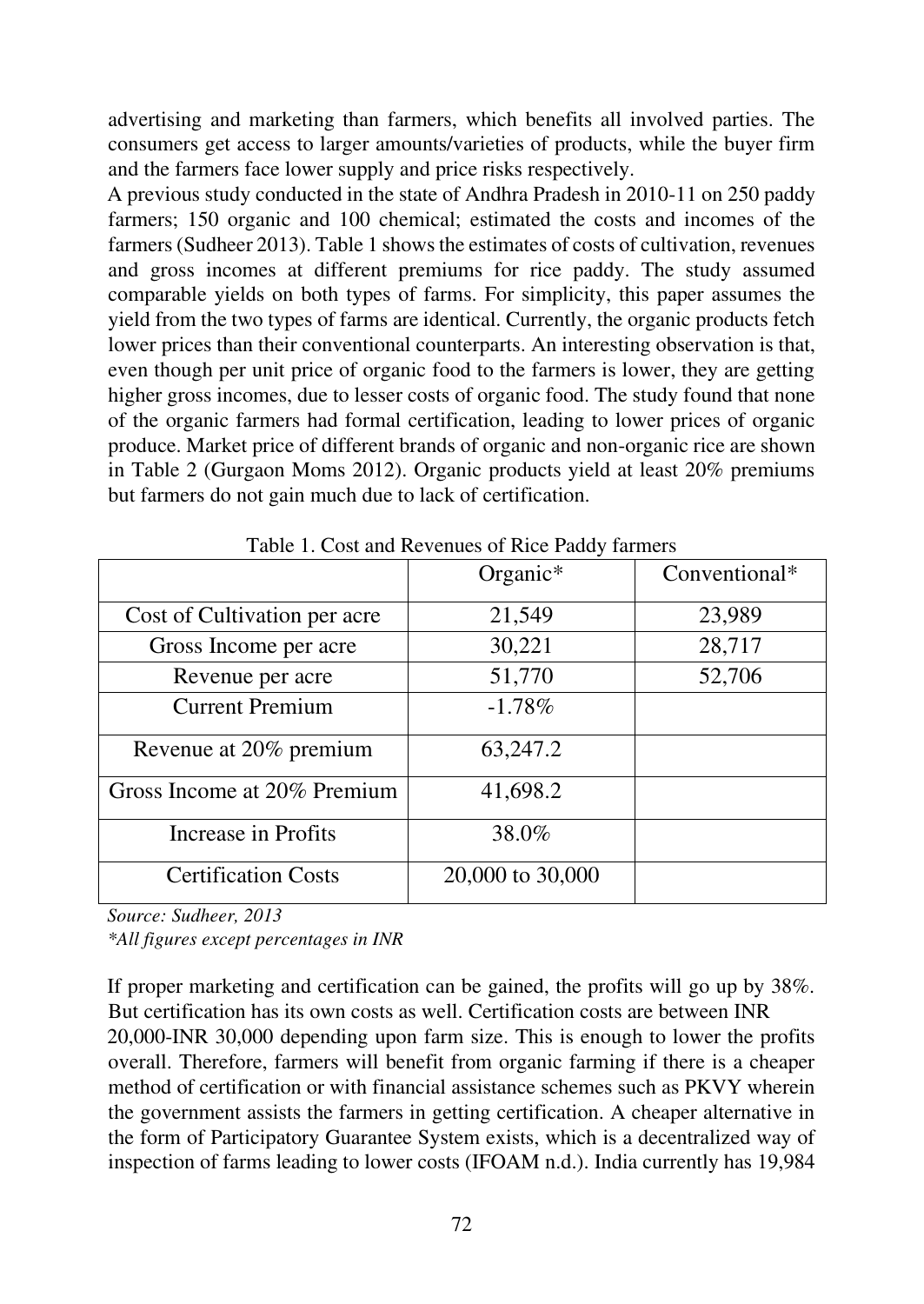advertising and marketing than farmers, which benefits all involved parties. The consumers get access to larger amounts/varieties of products, while the buyer firm and the farmers face lower supply and price risks respectively.

A previous study conducted in the state of Andhra Pradesh in 2010-11 on 250 paddy farmers; 150 organic and 100 chemical; estimated the costs and incomes of the farmers (Sudheer 2013). Table 1 shows the estimates of costs of cultivation, revenues and gross incomes at different premiums for rice paddy. The study assumed comparable yields on both types of farms. For simplicity, this paper assumes the yield from the two types of farms are identical. Currently, the organic products fetch lower prices than their conventional counterparts. An interesting observation is that, even though per unit price of organic food to the farmers is lower, they are getting higher gross incomes, due to lesser costs of organic food. The study found that none of the organic farmers had formal certification, leading to lower prices of organic produce. Market price of different brands of organic and non-organic rice are shown in Table 2 (Gurgaon Moms 2012). Organic products yield at least 20% premiums but farmers do not gain much due to lack of certification.

Table 1. Cost and Revenues of Rice Paddy farmers

| | Organic* | Conventional* |
|---|---|---|
| Cost of Cultivation per acre | 21,549 | 23,989 |
| Gross Income per acre | 30,221 | 28,717 |
| Revenue per acre | 51,770 | 52,706 |
| Current Premium | -1.78% | |
| Revenue at 20% premium | 63,247.2 | |
| Gross Income at 20% Premium | 41,698.2 | |
| Increase in Profits | 38.0% | |
| Certification Costs | 20,000 to 30,000 | |

*Source: Sudheer, 2013*

**All figures except percentages in INR*

If proper marketing and certification can be gained, the profits will go up by 38%. But certification has its own costs as well. Certification costs are between INR 20,000-INR 30,000 depending upon farm size. This is enough to lower the profits overall. Therefore, farmers will benefit from organic farming if there is a cheaper method of certification or with financial assistance schemes such as PKVY wherein the government assists the farmers in getting certification. A cheaper alternative in the form of Participatory Guarantee System exists, which is a decentralized way of inspection of farms leading to lower costs (IFOAM n.d.). India currently has 19,984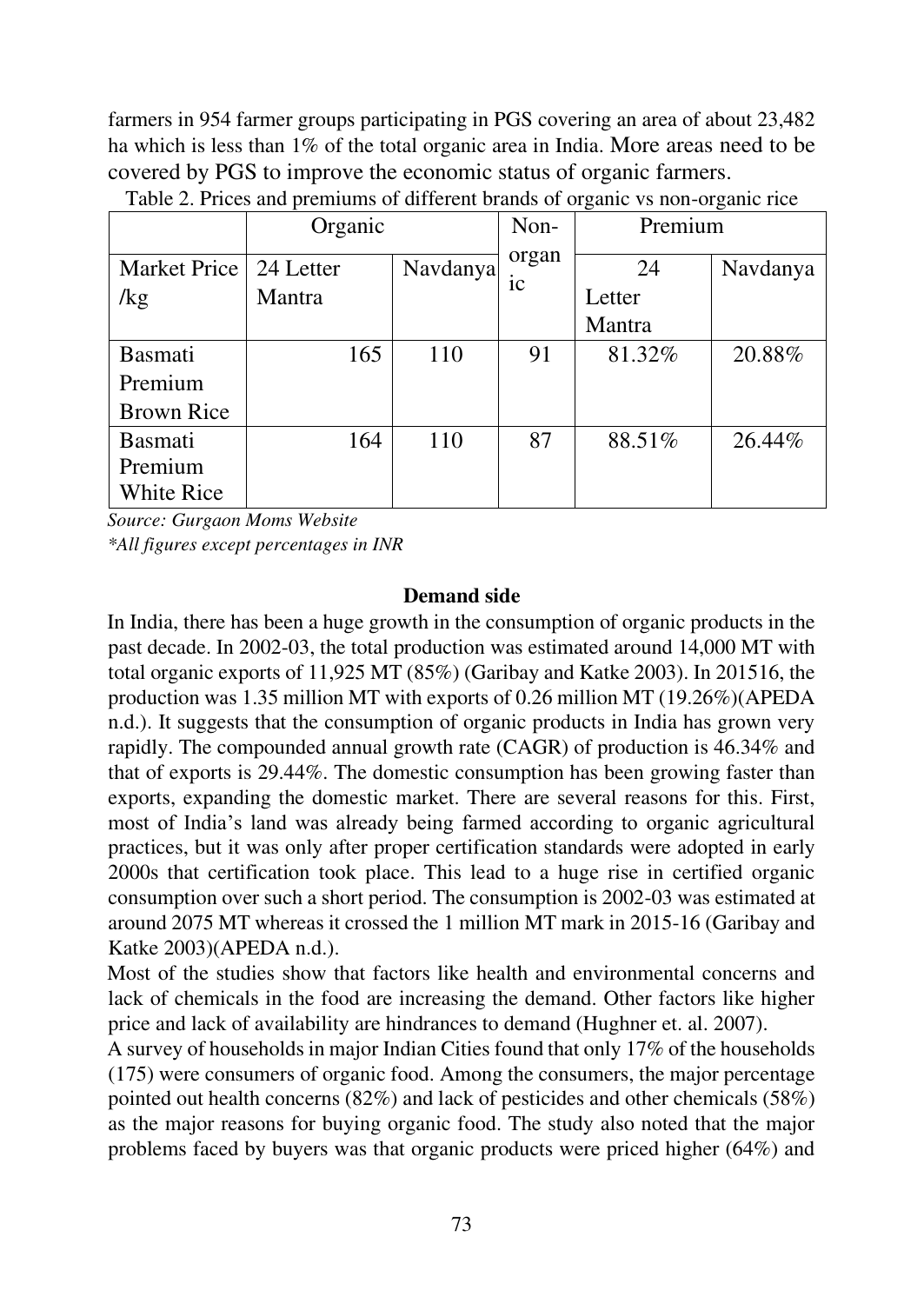farmers in 954 farmer groups participating in PGS covering an area of about 23,482 ha which is less than 1% of the total organic area in India. More areas need to be covered by PGS to improve the economic status of organic farmers.

Table 2. Prices and premiums of different brands of organic vs non-organic rice

| | Organic | | Non-organic | Premium | |
|---|---|---|---|---|---|
| Market Price /kg | 24 Letter Mantra | Navdanya | | 24 Letter Mantra | Navdanya |
| Basmati Premium Brown Rice | 165 | 110 | 91 | 81.32% | 20.88% |
| Basmati Premium White Rice | 164 | 110 | 87 | 88.51% | 26.44% |

*Source: Gurgaon Moms Website*

*\*All figures except percentages in INR*

**Demand side**

In India, there has been a huge growth in the consumption of organic products in the past decade. In 2002-03, the total production was estimated around 14,000 MT with total organic exports of 11,925 MT (85%) (Garibay and Katke 2003). In 201516, the production was 1.35 million MT with exports of 0.26 million MT (19.26%)(APEDA n.d.). It suggests that the consumption of organic products in India has grown very rapidly. The compounded annual growth rate (CAGR) of production is 46.34% and that of exports is 29.44%. The domestic consumption has been growing faster than exports, expanding the domestic market. There are several reasons for this. First, most of India's land was already being farmed according to organic agricultural practices, but it was only after proper certification standards were adopted in early 2000s that certification took place. This lead to a huge rise in certified organic consumption over such a short period. The consumption is 2002-03 was estimated at around 2075 MT whereas it crossed the 1 million MT mark in 2015-16 (Garibay and Katke 2003)(APEDA n.d.).

Most of the studies show that factors like health and environmental concerns and lack of chemicals in the food are increasing the demand. Other factors like higher price and lack of availability are hindrances to demand (Hughner et. al. 2007).

A survey of households in major Indian Cities found that only 17% of the households (175) were consumers of organic food. Among the consumers, the major percentage pointed out health concerns (82%) and lack of pesticides and other chemicals (58%) as the major reasons for buying organic food. The study also noted that the major problems faced by buyers was that organic products were priced higher (64%) and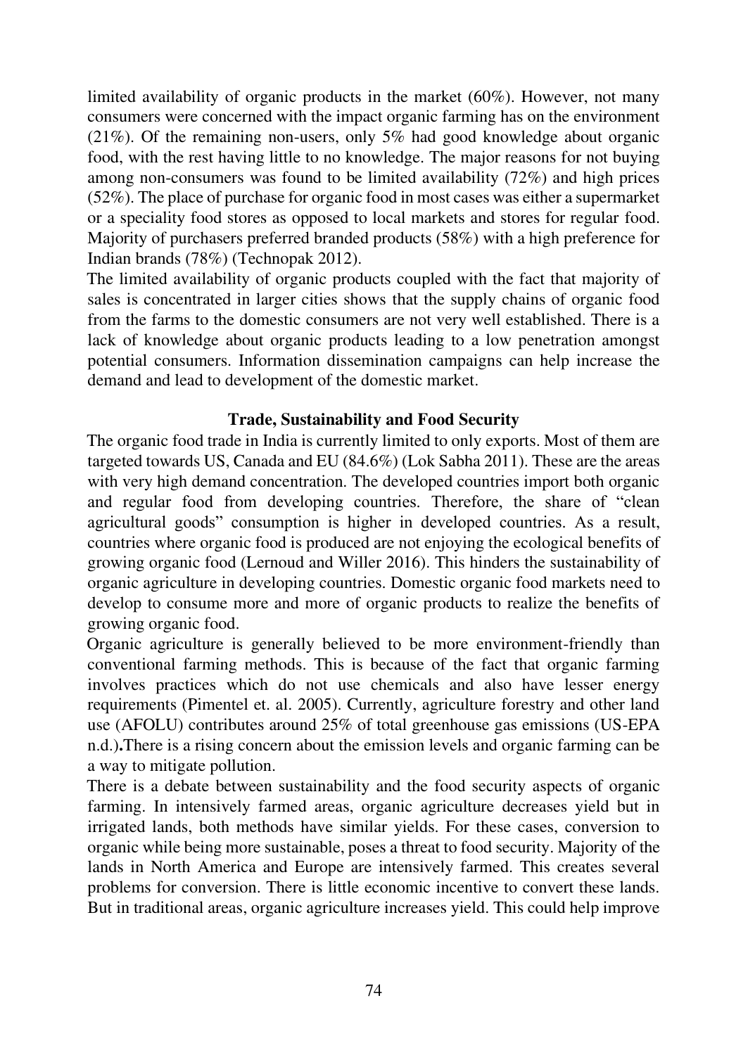limited availability of organic products in the market (60%). However, not many consumers were concerned with the impact organic farming has on the environment (21%). Of the remaining non-users, only 5% had good knowledge about organic food, with the rest having little to no knowledge. The major reasons for not buying among non-consumers was found to be limited availability (72%) and high prices (52%). The place of purchase for organic food in most cases was either a supermarket or a speciality food stores as opposed to local markets and stores for regular food. Majority of purchasers preferred branded products (58%) with a high preference for Indian brands (78%) (Technopak 2012).

The limited availability of organic products coupled with the fact that majority of sales is concentrated in larger cities shows that the supply chains of organic food from the farms to the domestic consumers are not very well established. There is a lack of knowledge about organic products leading to a low penetration amongst potential consumers. Information dissemination campaigns can help increase the demand and lead to development of the domestic market.

## Trade, Sustainability and Food Security

The organic food trade in India is currently limited to only exports. Most of them are targeted towards US, Canada and EU (84.6%) (Lok Sabha 2011). These are the areas with very high demand concentration. The developed countries import both organic and regular food from developing countries. Therefore, the share of "clean agricultural goods" consumption is higher in developed countries. As a result, countries where organic food is produced are not enjoying the ecological benefits of growing organic food (Lernoud and Willer 2016). This hinders the sustainability of organic agriculture in developing countries. Domestic organic food markets need to develop to consume more and more of organic products to realize the benefits of growing organic food.

Organic agriculture is generally believed to be more environment-friendly than conventional farming methods. This is because of the fact that organic farming involves practices which do not use chemicals and also have lesser energy requirements (Pimentel et. al. 2005). Currently, agriculture forestry and other land use (AFOLU) contributes around 25% of total greenhouse gas emissions (US-EPA n.d.)**.**There is a rising concern about the emission levels and organic farming can be a way to mitigate pollution.

There is a debate between sustainability and the food security aspects of organic farming. In intensively farmed areas, organic agriculture decreases yield but in irrigated lands, both methods have similar yields. For these cases, conversion to organic while being more sustainable, poses a threat to food security. Majority of the lands in North America and Europe are intensively farmed. This creates several problems for conversion. There is little economic incentive to convert these lands. But in traditional areas, organic agriculture increases yield. This could help improve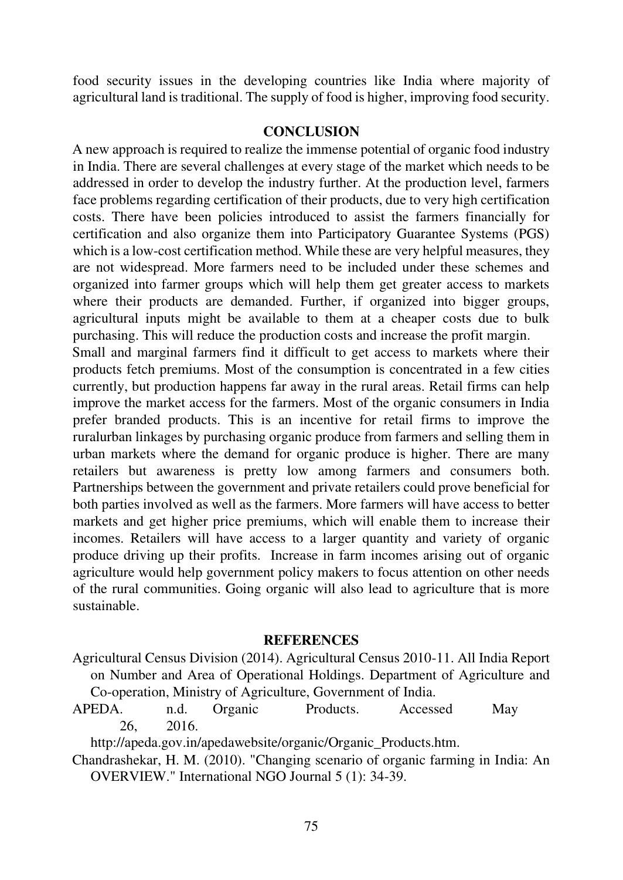food security issues in the developing countries like India where majority of agricultural land is traditional. The supply of food is higher, improving food security.

## CONCLUSION

A new approach is required to realize the immense potential of organic food industry in India. There are several challenges at every stage of the market which needs to be addressed in order to develop the industry further. At the production level, farmers face problems regarding certification of their products, due to very high certification costs. There have been policies introduced to assist the farmers financially for certification and also organize them into Participatory Guarantee Systems (PGS) which is a low-cost certification method. While these are very helpful measures, they are not widespread. More farmers need to be included under these schemes and organized into farmer groups which will help them get greater access to markets where their products are demanded. Further, if organized into bigger groups, agricultural inputs might be available to them at a cheaper costs due to bulk purchasing. This will reduce the production costs and increase the profit margin.

Small and marginal farmers find it difficult to get access to markets where their products fetch premiums. Most of the consumption is concentrated in a few cities currently, but production happens far away in the rural areas. Retail firms can help improve the market access for the farmers. Most of the organic consumers in India prefer branded products. This is an incentive for retail firms to improve the ruralurban linkages by purchasing organic produce from farmers and selling them in urban markets where the demand for organic produce is higher. There are many retailers but awareness is pretty low among farmers and consumers both. Partnerships between the government and private retailers could prove beneficial for both parties involved as well as the farmers. More farmers will have access to better markets and get higher price premiums, which will enable them to increase their incomes. Retailers will have access to a larger quantity and variety of organic produce driving up their profits. Increase in farm incomes arising out of organic agriculture would help government policy makers to focus attention on other needs of the rural communities. Going organic will also lead to agriculture that is more sustainable.

## REFERENCES

Agricultural Census Division (2014). Agricultural Census 2010-11. All India Report on Number and Area of Operational Holdings. Department of Agriculture and Co-operation, Ministry of Agriculture, Government of India.

APEDA. n.d. Organic Products. Accessed May 26, 2016. http://apeda.gov.in/apedawebsite/organic/Organic_Products.htm.

Chandrashekar, H. M. (2010). "Changing scenario of organic farming in India: An OVERVIEW." International NGO Journal 5 (1): 34-39.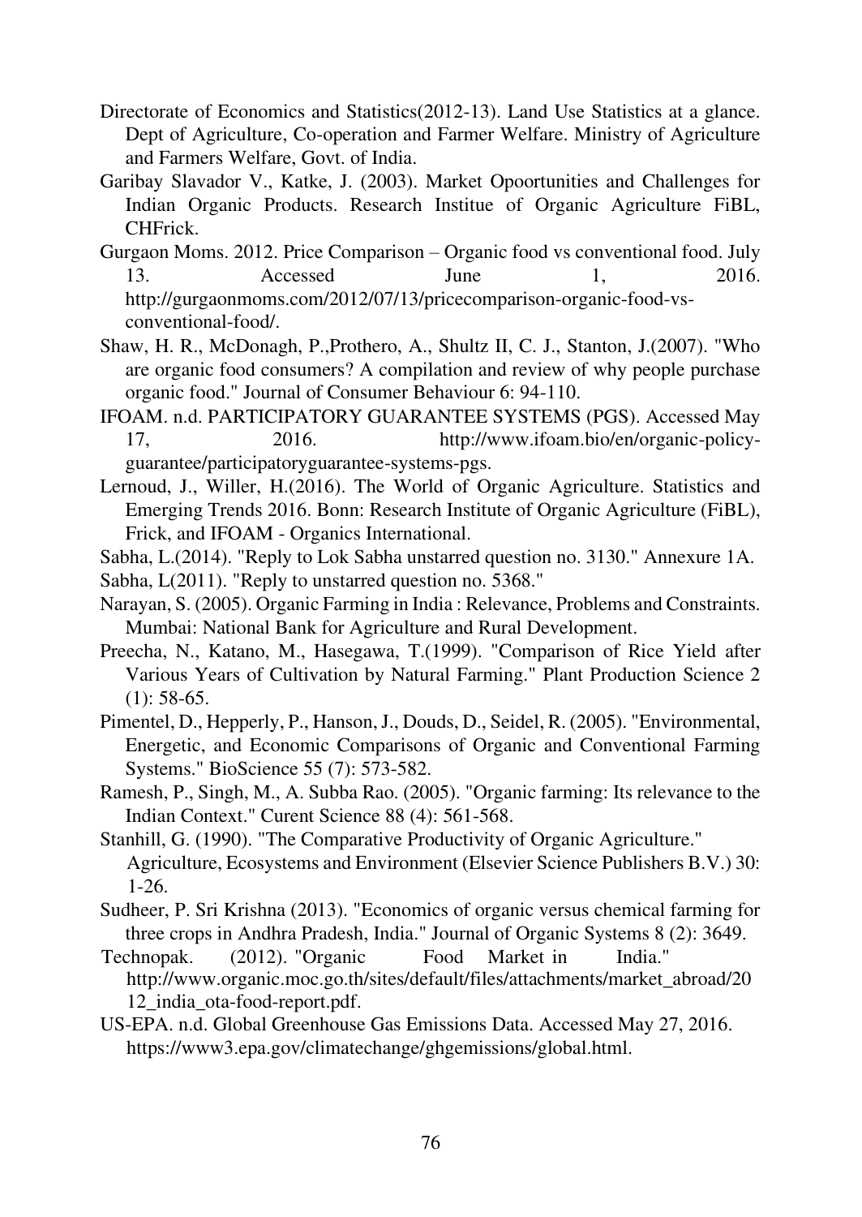Directorate of Economics and Statistics(2012-13). Land Use Statistics at a glance. Dept of Agriculture, Co-operation and Farmer Welfare. Ministry of Agriculture and Farmers Welfare, Govt. of India.

Garibay Slavador V., Katke, J. (2003). Market Opoortunities and Challenges for Indian Organic Products. Research Institue of Organic Agriculture FiBL, CHFrick.

Gurgaon Moms. 2012. Price Comparison – Organic food vs conventional food. July 13. Accessed June 1, 2016. http://gurgaonmoms.com/2012/07/13/pricecomparison-organic-food-vs-conventional-food/.

Shaw, H. R., McDonagh, P.,Prothero, A., Shultz II, C. J., Stanton, J.(2007). "Who are organic food consumers? A compilation and review of why people purchase organic food." Journal of Consumer Behaviour 6: 94-110.

IFOAM. n.d. PARTICIPATORY GUARANTEE SYSTEMS (PGS). Accessed May 17, 2016. http://www.ifoam.bio/en/organic-policy-guarantee/participatoryguarantee-systems-pgs.

Lernoud, J., Willer, H.(2016). The World of Organic Agriculture. Statistics and Emerging Trends 2016. Bonn: Research Institute of Organic Agriculture (FiBL), Frick, and IFOAM - Organics International.

Sabha, L.(2014). "Reply to Lok Sabha unstarred question no. 3130." Annexure 1A.

Sabha, L(2011). "Reply to unstarred question no. 5368."

Narayan, S. (2005). Organic Farming in India : Relevance, Problems and Constraints. Mumbai: National Bank for Agriculture and Rural Development.

Preecha, N., Katano, M., Hasegawa, T.(1999). "Comparison of Rice Yield after Various Years of Cultivation by Natural Farming." Plant Production Science 2 (1): 58-65.

Pimentel, D., Hepperly, P., Hanson, J., Douds, D., Seidel, R. (2005). "Environmental, Energetic, and Economic Comparisons of Organic and Conventional Farming Systems." BioScience 55 (7): 573-582.

Ramesh, P., Singh, M., A. Subba Rao. (2005). "Organic farming: Its relevance to the Indian Context." Curent Science 88 (4): 561-568.

Stanhill, G. (1990). "The Comparative Productivity of Organic Agriculture." Agriculture, Ecosystems and Environment (Elsevier Science Publishers B.V.) 30: 1-26.

Sudheer, P. Sri Krishna (2013). "Economics of organic versus chemical farming for three crops in Andhra Pradesh, India." Journal of Organic Systems 8 (2): 3649.

Technopak. (2012). "Organic Food Market in India." http://www.organic.moc.go.th/sites/default/files/attachments/market_abroad/2012_india_ota-food-report.pdf.

US-EPA. n.d. Global Greenhouse Gas Emissions Data. Accessed May 27, 2016. https://www3.epa.gov/climatechange/ghgemissions/global.html.